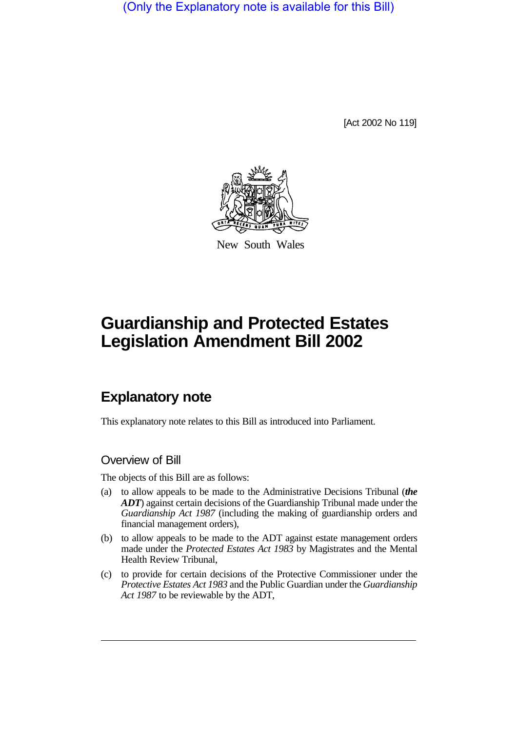(Only the Explanatory note is available for this Bill)

[Act 2002 No 119]

New South Wales

# Guardianship and Protected Estates Legislation Amendment Bill 2002

## Explanatory note

This explanatory note relates to this Bill as introduced into Parliament.

### Overview of Bill

The objects of this Bill are as follows:

(a) to allow appeals to be made to the Administrative Decisions Tribunal (***the ADT***) against certain decisions of the Guardianship Tribunal made under the *Guardianship Act 1987* (including the making of guardianship orders and financial management orders),

(b) to allow appeals to be made to the ADT against estate management orders made under the *Protected Estates Act 1983* by Magistrates and the Mental Health Review Tribunal,

(c) to provide for certain decisions of the Protective Commissioner under the *Protective Estates Act 1983* and the Public Guardian under the *Guardianship Act 1987* to be reviewable by the ADT,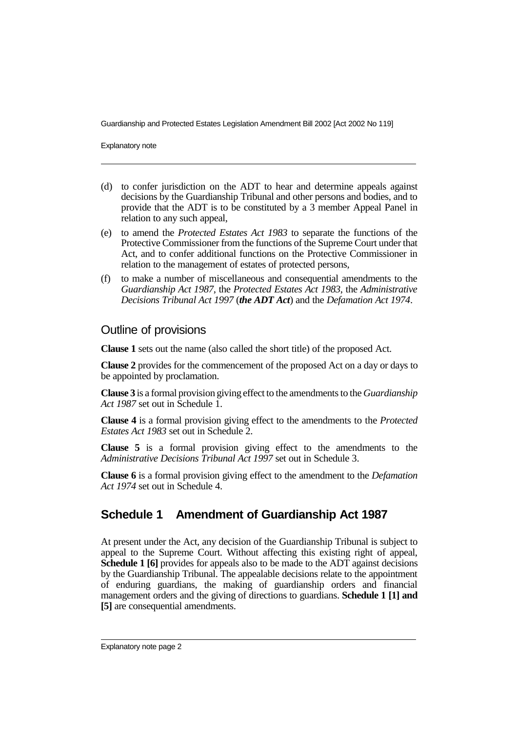(d) to confer jurisdiction on the ADT to hear and determine appeals against decisions by the Guardianship Tribunal and other persons and bodies, and to provide that the ADT is to be constituted by a 3 member Appeal Panel in relation to any such appeal,

(e) to amend the *Protected Estates Act 1983* to separate the functions of the Protective Commissioner from the functions of the Supreme Court under that Act, and to confer additional functions on the Protective Commissioner in relation to the management of estates of protected persons,

(f) to make a number of miscellaneous and consequential amendments to the *Guardianship Act 1987*, the *Protected Estates Act 1983*, the *Administrative Decisions Tribunal Act 1997* (***the ADT Act***) and the *Defamation Act 1974*.

## Outline of provisions

**Clause 1** sets out the name (also called the short title) of the proposed Act.

**Clause 2** provides for the commencement of the proposed Act on a day or days to be appointed by proclamation.

**Clause 3** is a formal provision giving effect to the amendments to the *Guardianship Act 1987* set out in Schedule 1.

**Clause 4** is a formal provision giving effect to the amendments to the *Protected Estates Act 1983* set out in Schedule 2.

**Clause 5** is a formal provision giving effect to the amendments to the *Administrative Decisions Tribunal Act 1997* set out in Schedule 3.

**Clause 6** is a formal provision giving effect to the amendment to the *Defamation Act 1974* set out in Schedule 4.

## Schedule 1 Amendment of Guardianship Act 1987

At present under the Act, any decision of the Guardianship Tribunal is subject to appeal to the Supreme Court. Without affecting this existing right of appeal, **Schedule 1 [6]** provides for appeals also to be made to the ADT against decisions by the Guardianship Tribunal. The appealable decisions relate to the appointment of enduring guardians, the making of guardianship orders and financial management orders and the giving of directions to guardians. **Schedule 1 [1] and [5]** are consequential amendments.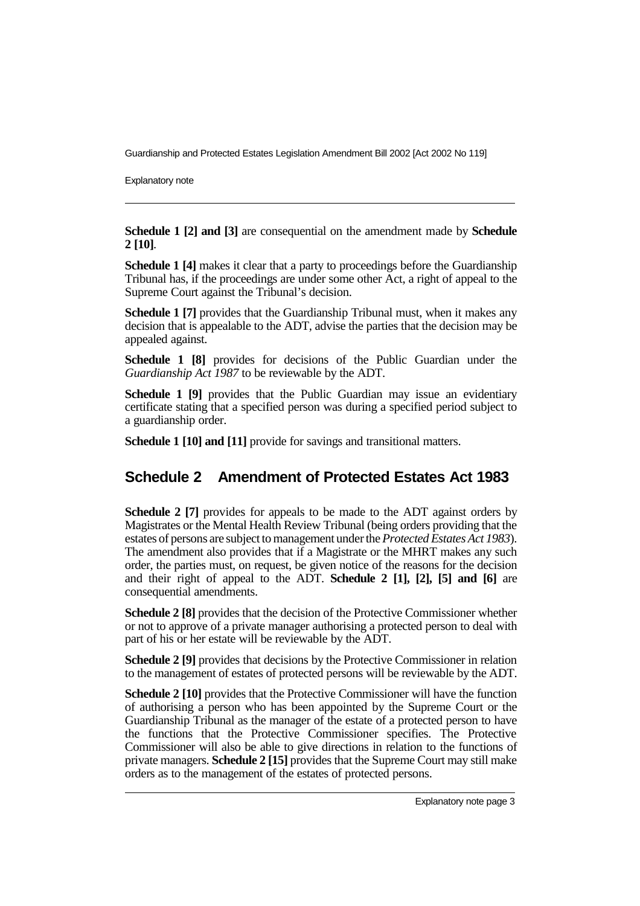**Schedule 1 [2] and [3]** are consequential on the amendment made by **Schedule 2 [10]**.

**Schedule 1 [4]** makes it clear that a party to proceedings before the Guardianship Tribunal has, if the proceedings are under some other Act, a right of appeal to the Supreme Court against the Tribunal's decision.

**Schedule 1 [7]** provides that the Guardianship Tribunal must, when it makes any decision that is appealable to the ADT, advise the parties that the decision may be appealed against.

**Schedule 1 [8]** provides for decisions of the Public Guardian under the *Guardianship Act 1987* to be reviewable by the ADT.

**Schedule 1 [9]** provides that the Public Guardian may issue an evidentiary certificate stating that a specified person was during a specified period subject to a guardianship order.

**Schedule 1 [10] and [11]** provide for savings and transitional matters.

## Schedule 2 Amendment of Protected Estates Act 1983

**Schedule 2 [7]** provides for appeals to be made to the ADT against orders by Magistrates or the Mental Health Review Tribunal (being orders providing that the estates of persons are subject to management under the *Protected Estates Act 1983*). The amendment also provides that if a Magistrate or the MHRT makes any such order, the parties must, on request, be given notice of the reasons for the decision and their right of appeal to the ADT. **Schedule 2 [1], [2], [5] and [6]** are consequential amendments.

**Schedule 2 [8]** provides that the decision of the Protective Commissioner whether or not to approve of a private manager authorising a protected person to deal with part of his or her estate will be reviewable by the ADT.

**Schedule 2 [9]** provides that decisions by the Protective Commissioner in relation to the management of estates of protected persons will be reviewable by the ADT.

**Schedule 2 [10]** provides that the Protective Commissioner will have the function of authorising a person who has been appointed by the Supreme Court or the Guardianship Tribunal as the manager of the estate of a protected person to have the functions that the Protective Commissioner specifies. The Protective Commissioner will also be able to give directions in relation to the functions of private managers. **Schedule 2 [15]** provides that the Supreme Court may still make orders as to the management of the estates of protected persons.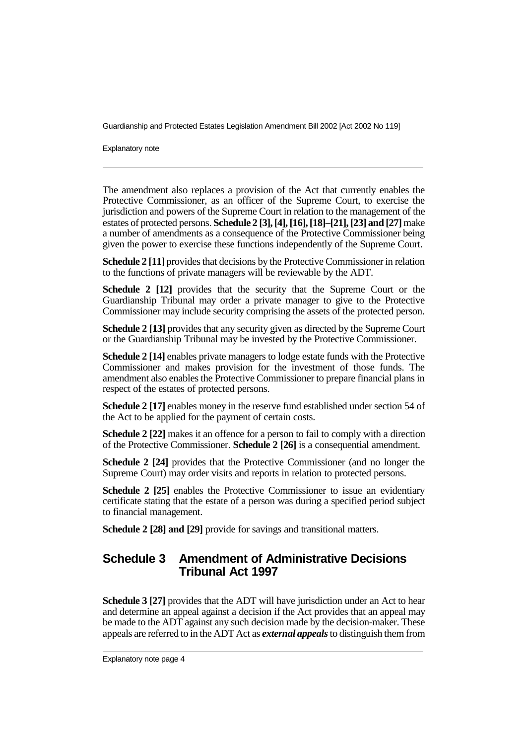The amendment also replaces a provision of the Act that currently enables the Protective Commissioner, as an officer of the Supreme Court, to exercise the jurisdiction and powers of the Supreme Court in relation to the management of the estates of protected persons. **Schedule 2 [3], [4], [16], [18]–[21], [23] and [27]** make a number of amendments as a consequence of the Protective Commissioner being given the power to exercise these functions independently of the Supreme Court.

**Schedule 2 [11]** provides that decisions by the Protective Commissioner in relation to the functions of private managers will be reviewable by the ADT.

**Schedule 2 [12]** provides that the security that the Supreme Court or the Guardianship Tribunal may order a private manager to give to the Protective Commissioner may include security comprising the assets of the protected person.

**Schedule 2 [13]** provides that any security given as directed by the Supreme Court or the Guardianship Tribunal may be invested by the Protective Commissioner.

**Schedule 2 [14]** enables private managers to lodge estate funds with the Protective Commissioner and makes provision for the investment of those funds. The amendment also enables the Protective Commissioner to prepare financial plans in respect of the estates of protected persons.

**Schedule 2 [17]** enables money in the reserve fund established under section 54 of the Act to be applied for the payment of certain costs.

**Schedule 2 [22]** makes it an offence for a person to fail to comply with a direction of the Protective Commissioner. **Schedule 2 [26]** is a consequential amendment.

**Schedule 2 [24]** provides that the Protective Commissioner (and no longer the Supreme Court) may order visits and reports in relation to protected persons.

**Schedule 2 [25]** enables the Protective Commissioner to issue an evidentiary certificate stating that the estate of a person was during a specified period subject to financial management.

**Schedule 2 [28] and [29]** provide for savings and transitional matters.

## Schedule 3 Amendment of Administrative Decisions Tribunal Act 1997

**Schedule 3 [27]** provides that the ADT will have jurisdiction under an Act to hear and determine an appeal against a decision if the Act provides that an appeal may be made to the ADT against any such decision made by the decision-maker. These appeals are referred to in the ADT Act as ***external appeals*** to distinguish them from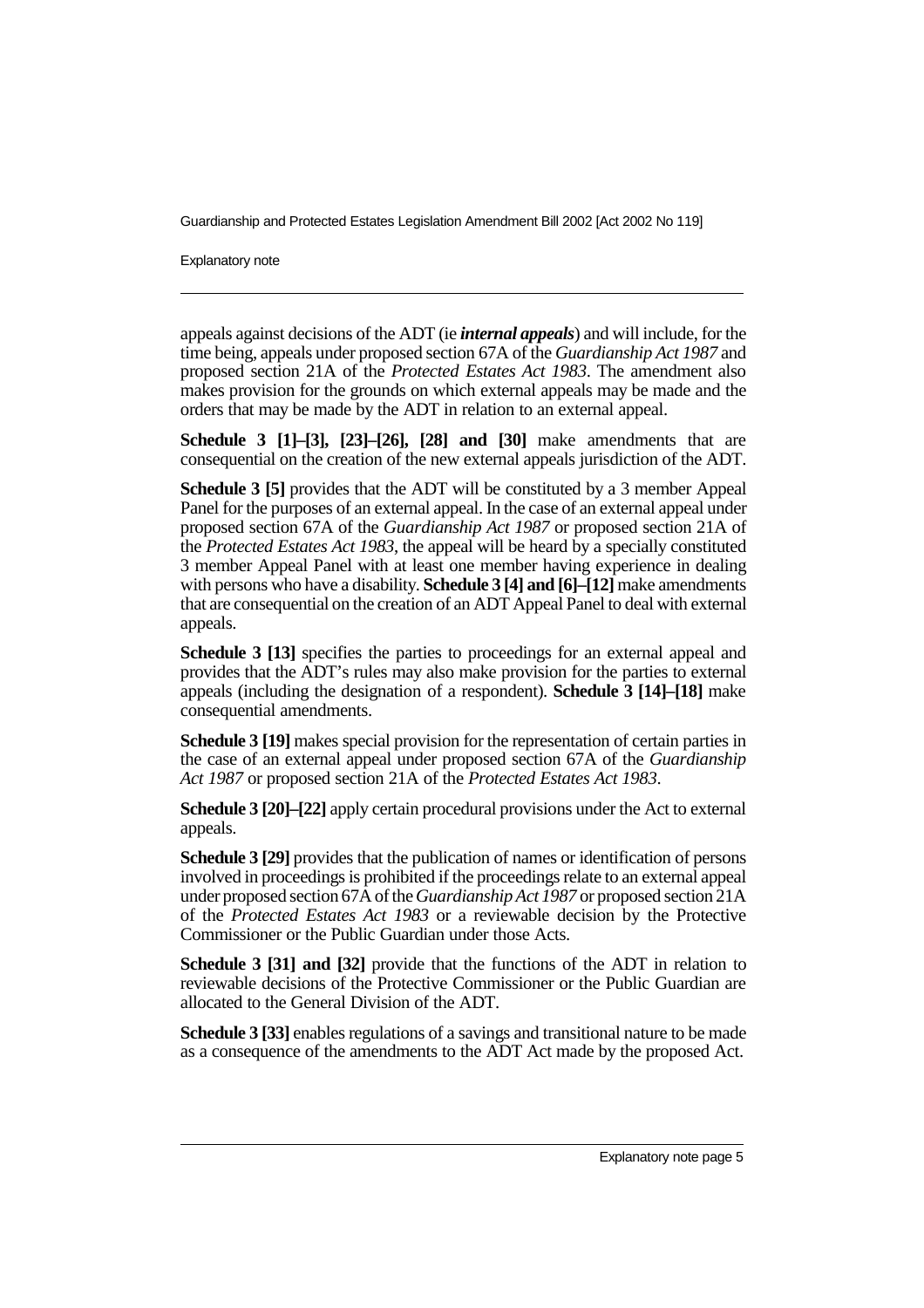appeals against decisions of the ADT (ie ***internal appeals***) and will include, for the time being, appeals under proposed section 67A of the *Guardianship Act 1987* and proposed section 21A of the *Protected Estates Act 1983*. The amendment also makes provision for the grounds on which external appeals may be made and the orders that may be made by the ADT in relation to an external appeal.

**Schedule 3 [1]–[3], [23]–[26], [28] and [30]** make amendments that are consequential on the creation of the new external appeals jurisdiction of the ADT.

**Schedule 3 [5]** provides that the ADT will be constituted by a 3 member Appeal Panel for the purposes of an external appeal. In the case of an external appeal under proposed section 67A of the *Guardianship Act 1987* or proposed section 21A of the *Protected Estates Act 1983*, the appeal will be heard by a specially constituted 3 member Appeal Panel with at least one member having experience in dealing with persons who have a disability. **Schedule 3 [4] and [6]–[12]** make amendments that are consequential on the creation of an ADT Appeal Panel to deal with external appeals.

**Schedule 3 [13]** specifies the parties to proceedings for an external appeal and provides that the ADT's rules may also make provision for the parties to external appeals (including the designation of a respondent). **Schedule 3 [14]–[18]** make consequential amendments.

**Schedule 3 [19]** makes special provision for the representation of certain parties in the case of an external appeal under proposed section 67A of the *Guardianship Act 1987* or proposed section 21A of the *Protected Estates Act 1983*.

**Schedule 3 [20]–[22]** apply certain procedural provisions under the Act to external appeals.

**Schedule 3 [29]** provides that the publication of names or identification of persons involved in proceedings is prohibited if the proceedings relate to an external appeal under proposed section 67A of the *Guardianship Act 1987* or proposed section 21A of the *Protected Estates Act 1983* or a reviewable decision by the Protective Commissioner or the Public Guardian under those Acts.

**Schedule 3 [31] and [32]** provide that the functions of the ADT in relation to reviewable decisions of the Protective Commissioner or the Public Guardian are allocated to the General Division of the ADT.

**Schedule 3 [33]** enables regulations of a savings and transitional nature to be made as a consequence of the amendments to the ADT Act made by the proposed Act.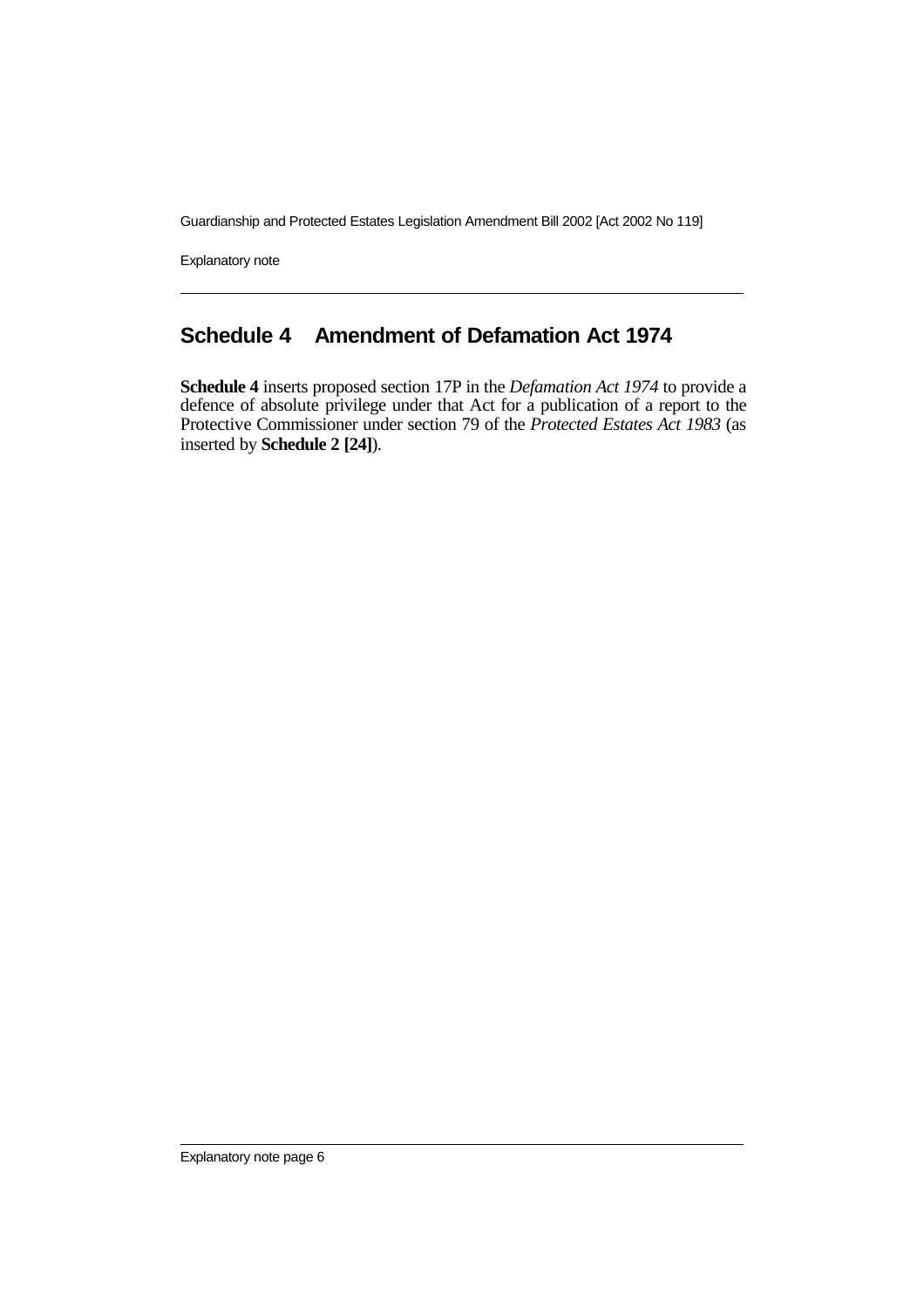## Schedule 4 Amendment of Defamation Act 1974

**Schedule 4** inserts proposed section 17P in the *Defamation Act 1974* to provide a defence of absolute privilege under that Act for a publication of a report to the Protective Commissioner under section 79 of the *Protected Estates Act 1983* (as inserted by **Schedule 2 [24]**).